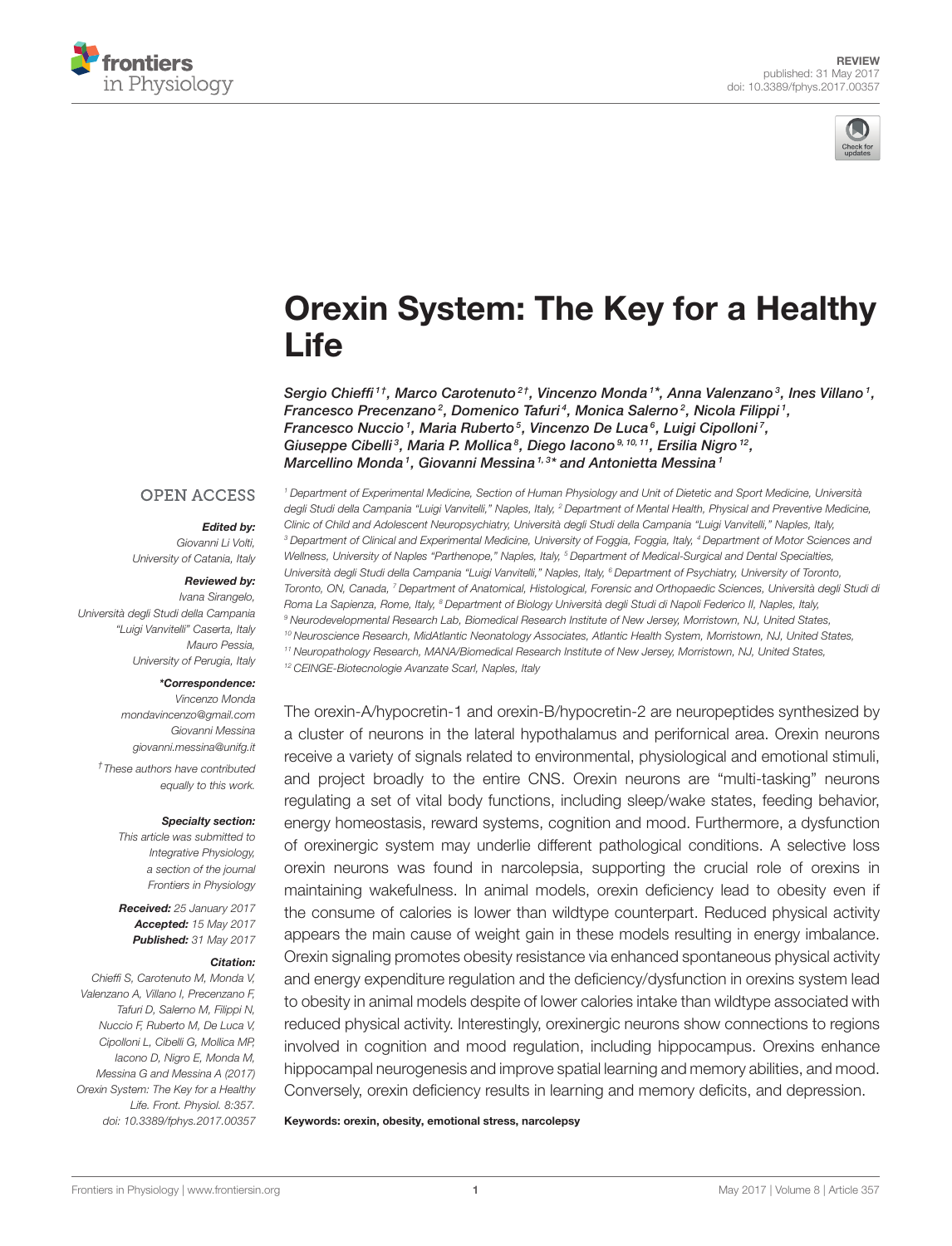REVIEW
published: 31 May 2017
doi: 10.3389/fphys.2017.00357

# Orexin System: The Key for a Healthy Life

Sergio Chieffi[1†], Marco Carotenuto[2†], Vincenzo Monda[1*], Anna Valenzano[3], Ines Villano[1], Francesco Precenzano[2], Domenico Tafuri[4], Monica Salerno[2], Nicola Filippi[1], Francesco Nuccio[1], Maria Ruberto[5], Vincenzo De Luca[6], Luigi Cipolloni[7], Giuseppe Cibelli[3], Maria P. Mollica[8], Diego Iacono[9,10,11], Ersilia Nigro[12], Marcellino Monda[1], Giovanni Messina[1,3*] and Antonietta Messina[1]

[1] Department of Experimental Medicine, Section of Human Physiology and Unit of Dietetic and Sport Medicine, Università degli Studi della Campania "Luigi Vanvitelli," Naples, Italy, [2] Department of Mental Health, Physical and Preventive Medicine, Clinic of Child and Adolescent Neuropsychiatry, Università degli Studi della Campania "Luigi Vanvitelli," Naples, Italy, [3] Department of Clinical and Experimental Medicine, University of Foggia, Foggia, Italy, [4] Department of Motor Sciences and Wellness, University of Naples "Parthenope," Naples, Italy, [5] Department of Medical-Surgical and Dental Specialties, Università degli Studi della Campania "Luigi Vanvitelli," Naples, Italy, [6] Department of Psychiatry, University of Toronto, Toronto, ON, Canada, [7] Department of Anatomical, Histological, Forensic and Orthopaedic Sciences, Università degli Studi di Roma La Sapienza, Rome, Italy, [8] Department of Biology Università degli Studi di Napoli Federico II, Naples, Italy, [9] Neurodevelopmental Research Lab, Biomedical Research Institute of New Jersey, Morristown, NJ, United States, [10] Neuroscience Research, MidAtlantic Neonatology Associates, Atlantic Health System, Morristown, NJ, United States, [11] Neuropathology Research, MANA/Biomedical Research Institute of New Jersey, Morristown, NJ, United States, [12] CEINGE-Biotecnologie Avanzate Scarl, Naples, Italy

OPEN ACCESS

***Edited by:***
*Giovanni Li Volti, University of Catania, Italy*

***Reviewed by:***
*Ivana Sirangelo, Università degli Studi della Campania "Luigi Vanvitelli" Caserta, Italy*
*Mauro Pessia, University of Perugia, Italy*

***\*Correspondence:***
*Vincenzo Monda*
*mondavincenzo@gmail.com*
*Giovanni Messina*
*giovanni.messina@unifg.it*

*† These authors have contributed equally to this work.*

***Specialty section:***
*This article was submitted to Integrative Physiology, a section of the journal Frontiers in Physiology*

***Received:*** *25 January 2017*
***Accepted:*** *15 May 2017*
***Published:*** *31 May 2017*

***Citation:***
*Chieffi S, Carotenuto M, Monda V, Valenzano A, Villano I, Precenzano F, Tafuri D, Salerno M, Filippi N, Nuccio F, Ruberto M, De Luca V, Cipolloni L, Cibelli G, Mollica MP, Iacono D, Nigro E, Monda M, Messina G and Messina A (2017) Orexin System: The Key for a Healthy Life. Front. Physiol. 8:357. doi: 10.3389/fphys.2017.00357*

The orexin-A/hypocretin-1 and orexin-B/hypocretin-2 are neuropeptides synthesized by a cluster of neurons in the lateral hypothalamus and perifornical area. Orexin neurons receive a variety of signals related to environmental, physiological and emotional stimuli, and project broadly to the entire CNS. Orexin neurons are "multi-tasking" neurons regulating a set of vital body functions, including sleep/wake states, feeding behavior, energy homeostasis, reward systems, cognition and mood. Furthermore, a dysfunction of orexinergic system may underlie different pathological conditions. A selective loss orexin neurons was found in narcolepsia, supporting the crucial role of orexins in maintaining wakefulness. In animal models, orexin deficiency lead to obesity even if the consume of calories is lower than wildtype counterpart. Reduced physical activity appears the main cause of weight gain in these models resulting in energy imbalance. Orexin signaling promotes obesity resistance via enhanced spontaneous physical activity and energy expenditure regulation and the deficiency/dysfunction in orexins system lead to obesity in animal models despite of lower calories intake than wildtype associated with reduced physical activity. Interestingly, orexinergic neurons show connections to regions involved in cognition and mood regulation, including hippocampus. Orexins enhance hippocampal neurogenesis and improve spatial learning and memory abilities, and mood. Conversely, orexin deficiency results in learning and memory deficits, and depression.

**Keywords: orexin, obesity, emotional stress, narcolepsy**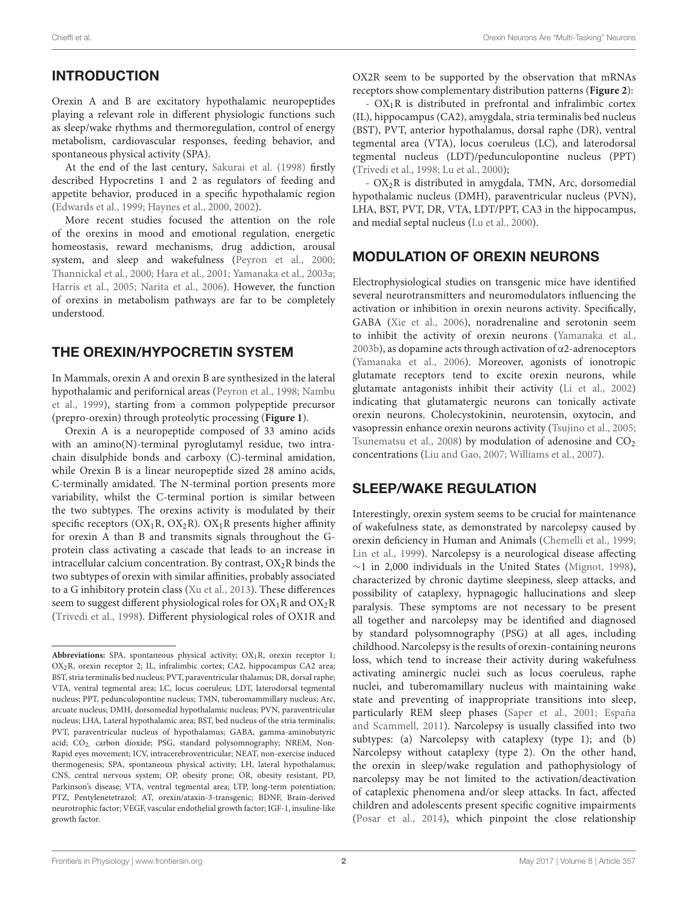## INTRODUCTION

Orexin A and B are excitatory hypothalamic neuropeptides playing a relevant role in different physiologic functions such as sleep/wake rhythms and thermoregulation, control of energy metabolism, cardiovascular responses, feeding behavior, and spontaneous physical activity (SPA).

At the end of the last century, Sakurai et al. (1998) firstly described Hypocretins 1 and 2 as regulators of feeding and appetite behavior, produced in a specific hypothalamic region (Edwards et al., 1999; Haynes et al., 2000, 2002).

More recent studies focused the attention on the role of the orexins in mood and emotional regulation, energetic homeostasis, reward mechanisms, drug addiction, arousal system, and sleep and wakefulness (Peyron et al., 2000; Thannickal et al., 2000; Hara et al., 2001; Yamanaka et al., 2003a; Harris et al., 2005; Narita et al., 2006). However, the function of orexins in metabolism pathways are far to be completely understood.

## THE OREXIN/HYPOCRETIN SYSTEM

In Mammals, orexin A and orexin B are synthesized in the lateral hypothalamic and perifornical areas (Peyron et al., 1998; Nambu et al., 1999), starting from a common polypeptide precursor (prepro-orexin) through proteolytic processing (**Figure 1**).

Orexin A is a neuropeptide composed of 33 amino acids with an amino(N)-terminal pyroglutamyl residue, two intra-chain disulphide bonds and carboxy (C)-terminal amidation, while Orexin B is a linear neuropeptide sized 28 amino acids, C-terminally amidated. The N-terminal portion presents more variability, whilst the C-terminal portion is similar between the two subtypes. The orexins activity is modulated by their specific receptors ($OX_1R$, $OX_2R$). $OX_1R$ presents higher affinity for orexin A than B and transmits signals throughout the G-protein class activating a cascade that leads to an increase in intracellular calcium concentration. By contrast, $OX_2R$ binds the two subtypes of orexin with similar affinities, probably associated to a G inhibitory protein class (Xu et al., 2013). These differences seem to suggest different physiological roles for $OX_1R$ and $OX_2R$ (Trivedi et al., 1998). Different physiological roles of OX1R and OX2R seem to be supported by the observation that mRNAs receptors show complementary distribution patterns (**Figure 2**):

- $OX_1R$ is distributed in prefrontal and infralimbic cortex (IL), hippocampus (CA2), amygdala, stria terminalis bed nucleus (BST), PVT, anterior hypothalamus, dorsal raphe (DR), ventral tegmental area (VTA), locus coeruleus (LC), and laterodorsal tegmental nucleus (LDT)/pedunculopontine nucleus (PPT) (Trivedi et al., 1998; Lu et al., 2000);

- $OX_2R$ is distributed in amygdala, TMN, Arc, dorsomedial hypothalamic nucleus (DMH), paraventricular nucleus (PVN), LHA, BST, PVT, DR, VTA, LDT/PPT, CA3 in the hippocampus, and medial septal nucleus (Lu et al., 2000).

## MODULATION OF OREXIN NEURONS

Electrophysiological studies on transgenic mice have identified several neurotransmitters and neuromodulators influencing the activation or inhibition in orexin neurons activity. Specifically, GABA (Xie et al., 2006), noradrenaline and serotonin seem to inhibit the activity of orexin neurons (Yamanaka et al., 2003b), as dopamine acts through activation of α2-adrenoceptors (Yamanaka et al., 2006). Moreover, agonists of ionotropic glutamate receptors tend to excite orexin neurons, while glutamate antagonists inhibit their activity (Li et al., 2002) indicating that glutamatergic neurons can tonically activate orexin neurons. Cholecystokinin, neurotensin, oxytocin, and vasopressin enhance orexin neurons activity (Tsujino et al., 2005; Tsunematsu et al., 2008) by modulation of adenosine and $CO_2$ concentrations (Liu and Gao, 2007; Williams et al., 2007).

## SLEEP/WAKE REGULATION

Interestingly, orexin system seems to be crucial for maintenance of wakefulness state, as demonstrated by narcolepsy caused by orexin deficiency in Human and Animals (Chemelli et al., 1999; Lin et al., 1999). Narcolepsy is a neurological disease affecting ∼1 in 2,000 individuals in the United States (Mignot, 1998), characterized by chronic daytime sleepiness, sleep attacks, and possibility of cataplexy, hypnagogic hallucinations and sleep paralysis. These symptoms are not necessary to be present all together and narcolepsy may be identified and diagnosed by standard polysomnography (PSG) at all ages, including childhood. Narcolepsy is the results of orexin-containing neurons loss, which tend to increase their activity during wakefulness activating aminergic nuclei such as locus coeruleus, raphe nuclei, and tuberomamillary nucleus with maintaining wake state and preventing of inappropriate transitions into sleep, particularly REM sleep phases (Saper et al., 2001; España and Scammell, 2011). Narcolepsy is usually classified into two subtypes: (a) Narcolepsy with cataplexy (type 1); and (b) Narcolepsy without cataplexy (type 2). On the other hand, the orexin in sleep/wake regulation and pathophysiology of narcolepsy may be not limited to the activation/deactivation of cataplexic phenomena and/or sleep attacks. In fact, affected children and adolescents present specific cognitive impairments (Posar et al., 2014), which pinpoint the close relationship

**Abbreviations:** SPA, spontaneous physical activity; $OX_1R$, orexin receptor 1; $OX_2R$, orexin receptor 2; IL, infralimbic cortex; CA2, hippocampus CA2 area; BST, stria terminalis bed nucleus; PVT, paraventricular thalamus; DR, dorsal raphe; VTA, ventral tegmental area; LC, locus coeruleus; LDT, laterodorsal tegmental nucleus; PPT, pedunculopontine nucleus; TMN, tuberomammillary nucleus; Arc, arcuate nucleus; DMH, dorsomedial hypothalamic nucleus; PVN, paraventricular nucleus; LHA, Lateral hypothalamic area; BST, bed nucleus of the stria terminalis; PVT, paraventricular nucleus of hypothalamus; GABA, gamma-aminobutyric acid; $CO_2$, carbon dioxide; PSG, standard polysomnography; NREM, Non-Rapid eyes movement; ICV, intracerebroventricular; NEAT, non-exercise induced thermogenesis; SPA, spontaneous physical activity; LH, lateral hypothalamus; CNS, central nervous system; OP, obesity prone; OR, obesity resistant, PD, Parkinson's disease; VTA, ventral tegmental area; LTP, long-term potentiation; PTZ, Pentylenetetrazol; AT, orexin/ataxin-3-transgenic; BDNF, Brain-derived neurotrophic factor; VEGF, vascular endothelial growth factor; IGF-1, insuline-like growth factor.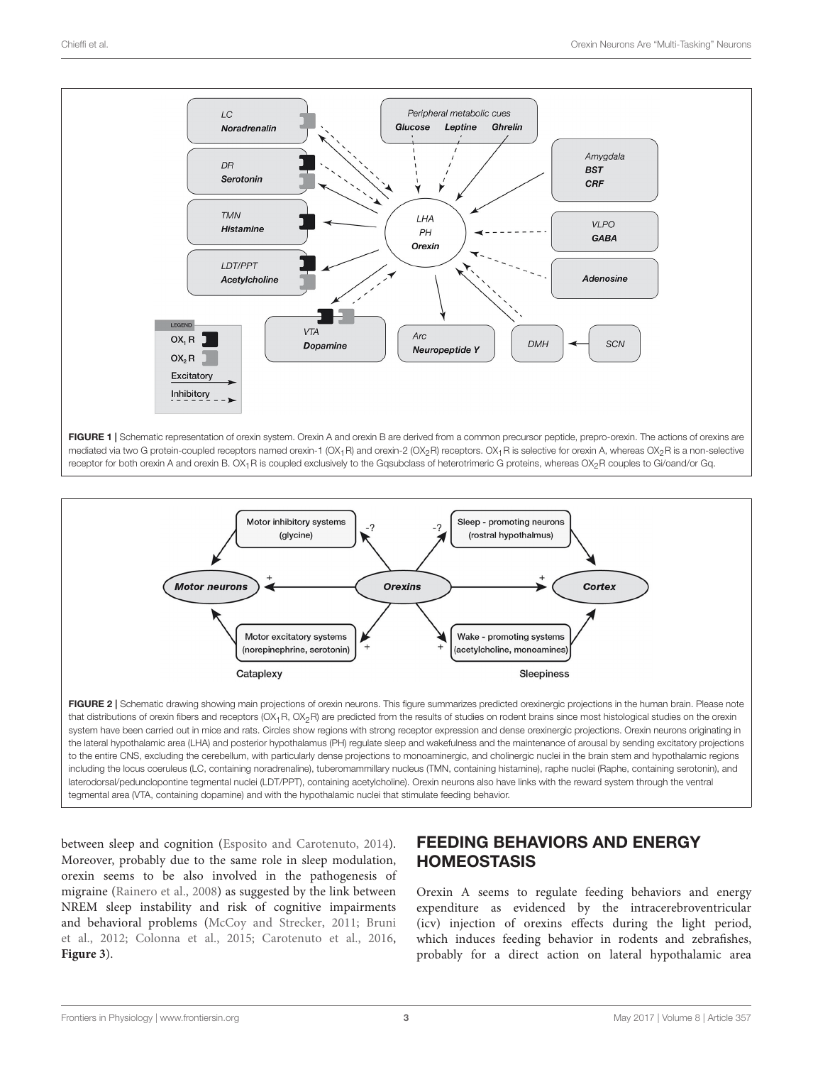FIGURE 1 | Schematic representation of orexin system. Orexin A and orexin B are derived from a common precursor peptide, prepro-orexin. The actions of orexins are mediated via two G protein-coupled receptors named orexin-1 ($OX_1R$) and orexin-2 ($OX_2R$) receptors. $OX_1R$ is selective for orexin A, whereas $OX_2R$ is a non-selective receptor for both orexin A and orexin B. $OX_1R$ is coupled exclusively to the Gqsubclass of heterotrimeric G proteins, whereas $OX_2R$ couples to Gi/oand/or Gq.

FIGURE 2 | Schematic drawing showing main projections of orexin neurons. This figure summarizes predicted orexinergic projections in the human brain. Please note that distributions of orexin fibers and receptors ($OX_1R$, $OX_2R$) are predicted from the results of studies on rodent brains since most histological studies on the orexin system have been carried out in mice and rats. Circles show regions with strong receptor expression and dense orexinergic projections. Orexin neurons originating in the lateral hypothalamic area (LHA) and posterior hypothalamus (PH) regulate sleep and wakefulness and the maintenance of arousal by sending excitatory projections to the entire CNS, excluding the cerebellum, with particularly dense projections to monoaminergic, and cholinergic nuclei in the brain stem and hypothalamic regions including the locus coeruleus (LC, containing noradrenaline), tuberomammillary nucleus (TMN, containing histamine), raphe nuclei (Raphe, containing serotonin), and laterodorsal/pedunclopontine tegmental nuclei (LDT/PPT), containing acetylcholine). Orexin neurons also have links with the reward system through the ventral tegmental area (VTA, containing dopamine) and with the hypothalamic nuclei that stimulate feeding behavior.

between sleep and cognition (Esposito and Carotenuto, 2014). Moreover, probably due to the same role in sleep modulation, orexin seems to be also involved in the pathogenesis of migraine (Rainero et al., 2008) as suggested by the link between NREM sleep instability and risk of cognitive impairments and behavioral problems (McCoy and Strecker, 2011; Bruni et al., 2012; Colonna et al., 2015; Carotenuto et al., 2016, **Figure 3**).

## FEEDING BEHAVIORS AND ENERGY HOMEOSTASIS

Orexin A seems to regulate feeding behaviors and energy expenditure as evidenced by the intracerebroventricular (icv) injection of orexins effects during the light period, which induces feeding behavior in rodents and zebrafishes, probably for a direct action on lateral hypothalamic area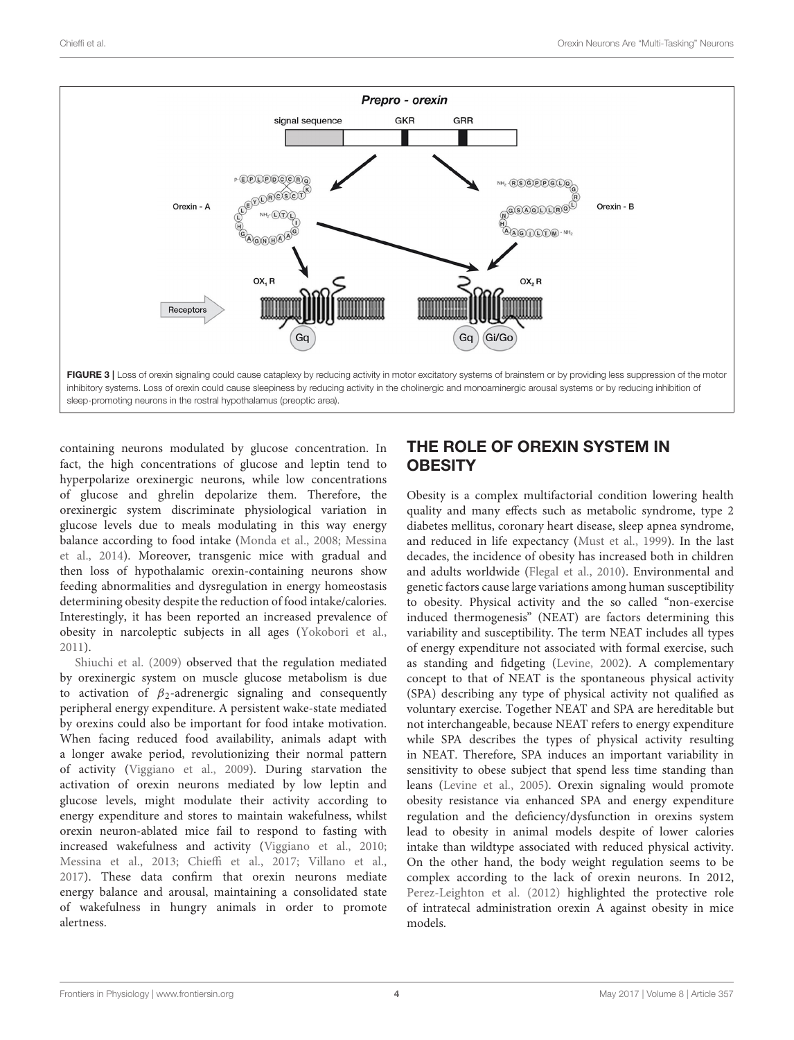**FIGURE 3 |** Loss of orexin signaling could cause cataplexy by reducing activity in motor excitatory systems of brainstem or by providing less suppression of the motor inhibitory systems. Loss of orexin could cause sleepiness by reducing activity in the cholinergic and monoaminergic arousal systems or by reducing inhibition of sleep-promoting neurons in the rostral hypothalamus (preoptic area).

containing neurons modulated by glucose concentration. In fact, the high concentrations of glucose and leptin tend to hyperpolarize orexinergic neurons, while low concentrations of glucose and ghrelin depolarize them. Therefore, the orexinergic system discriminate physiological variation in glucose levels due to meals modulating in this way energy balance according to food intake (Monda et al., 2008; Messina et al., 2014). Moreover, transgenic mice with gradual and then loss of hypothalamic orexin-containing neurons show feeding abnormalities and dysregulation in energy homeostasis determining obesity despite the reduction of food intake/calories. Interestingly, it has been reported an increased prevalence of obesity in narcoleptic subjects in all ages (Yokobori et al., 2011).

Shiuchi et al. (2009) observed that the regulation mediated by orexinergic system on muscle glucose metabolism is due to activation of $\beta_2$-adrenergic signaling and consequently peripheral energy expenditure. A persistent wake-state mediated by orexins could also be important for food intake motivation. When facing reduced food availability, animals adapt with a longer awake period, revolutionizing their normal pattern of activity (Viggiano et al., 2009). During starvation the activation of orexin neurons mediated by low leptin and glucose levels, might modulate their activity according to energy expenditure and stores to maintain wakefulness, whilst orexin neuron-ablated mice fail to respond to fasting with increased wakefulness and activity (Viggiano et al., 2010; Messina et al., 2013; Chieffi et al., 2017; Villano et al., 2017). These data confirm that orexin neurons mediate energy balance and arousal, maintaining a consolidated state of wakefulness in hungry animals in order to promote alertness.

## THE ROLE OF OREXIN SYSTEM IN OBESITY

Obesity is a complex multifactorial condition lowering health quality and many effects such as metabolic syndrome, type 2 diabetes mellitus, coronary heart disease, sleep apnea syndrome, and reduced in life expectancy (Must et al., 1999). In the last decades, the incidence of obesity has increased both in children and adults worldwide (Flegal et al., 2010). Environmental and genetic factors cause large variations among human susceptibility to obesity. Physical activity and the so called "non-exercise induced thermogenesis" (NEAT) are factors determining this variability and susceptibility. The term NEAT includes all types of energy expenditure not associated with formal exercise, such as standing and fidgeting (Levine, 2002). A complementary concept to that of NEAT is the spontaneous physical activity (SPA) describing any type of physical activity not qualified as voluntary exercise. Together NEAT and SPA are hereditable but not interchangeable, because NEAT refers to energy expenditure while SPA describes the types of physical activity resulting in NEAT. Therefore, SPA induces an important variability in sensitivity to obese subject that spend less time standing than leans (Levine et al., 2005). Orexin signaling would promote obesity resistance via enhanced SPA and energy expenditure regulation and the deficiency/dysfunction in orexins system lead to obesity in animal models despite of lower calories intake than wildtype associated with reduced physical activity. On the other hand, the body weight regulation seems to be complex according to the lack of orexin neurons. In 2012, Perez-Leighton et al. (2012) highlighted the protective role of intratecal administration orexin A against obesity in mice models.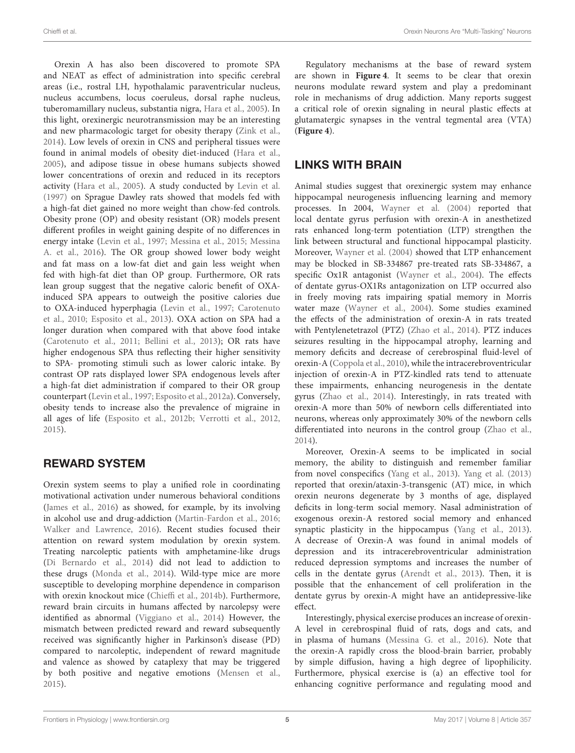Orexin A has also been discovered to promote SPA and NEAT as effect of administration into specific cerebral areas (i.e., rostral LH, hypothalamic paraventricular nucleus, nucleus accumbens, locus coeruleus, dorsal raphe nucleus, tuberomamillary nucleus, substantia nigra, Hara et al., 2005). In this light, orexinergic neurotransmission may be an interesting and new pharmacologic target for obesity therapy (Zink et al., 2014). Low levels of orexin in CNS and peripheral tissues were found in animal models of obesity diet-induced (Hara et al., 2005), and adipose tissue in obese humans subjects showed lower concentrations of orexin and reduced in its receptors activity (Hara et al., 2005). A study conducted by Levin et al. (1997) on Sprague Dawley rats showed that models fed with a high-fat diet gained no more weight than chow-fed controls. Obesity prone (OP) and obesity resistant (OR) models present different profiles in weight gaining despite of no differences in energy intake (Levin et al., 1997; Messina et al., 2015; Messina A. et al., 2016). The OR group showed lower body weight and fat mass on a low-fat diet and gain less weight when fed with high-fat diet than OP group. Furthermore, OR rats lean group suggest that the negative caloric benefit of OXA-induced SPA appears to outweigh the positive calories due to OXA-induced hyperphagia (Levin et al., 1997; Carotenuto et al., 2010; Esposito et al., 2013). OXA action on SPA had a longer duration when compared with that above food intake (Carotenuto et al., 2011; Bellini et al., 2013); OR rats have higher endogenous SPA thus reflecting their higher sensitivity to SPA- promoting stimuli such as lower caloric intake. By contrast OP rats displayed lower SPA endogenous levels after a high-fat diet administration if compared to their OR group counterpart (Levin et al., 1997; Esposito et al., 2012a). Conversely, obesity tends to increase also the prevalence of migraine in all ages of life (Esposito et al., 2012b; Verrotti et al., 2012, 2015).

## REWARD SYSTEM

Orexin system seems to play a unified role in coordinating motivational activation under numerous behavioral conditions (James et al., 2016) as showed, for example, by its involving in alcohol use and drug-addiction (Martin-Fardon et al., 2016; Walker and Lawrence, 2016). Recent studies focused their attention on reward system modulation by orexin system. Treating narcoleptic patients with amphetamine-like drugs (Di Bernardo et al., 2014) did not lead to addiction to these drugs (Monda et al., 2014). Wild-type mice are more susceptible to developing morphine dependence in comparison with orexin knockout mice (Chieffi et al., 2014b). Furthermore, reward brain circuits in humans affected by narcolepsy were identified as abnormal (Viggiano et al., 2014) However, the mismatch between predicted reward and reward subsequently received was significantly higher in Parkinson's disease (PD) compared to narcoleptic, independent of reward magnitude and valence as showed by cataplexy that may be triggered by both positive and negative emotions (Mensen et al., 2015).

Regulatory mechanisms at the base of reward system are shown in **Figure 4**. It seems to be clear that orexin neurons modulate reward system and play a predominant role in mechanisms of drug addiction. Many reports suggest a critical role of orexin signaling in neural plastic effects at glutamatergic synapses in the ventral tegmental area (VTA) (**Figure 4**).

## LINKS WITH BRAIN

Animal studies suggest that orexinergic system may enhance hippocampal neurogenesis influencing learning and memory processes. In 2004, Wayner et al. (2004) reported that local dentate gyrus perfusion with orexin-A in anesthetized rats enhanced long-term potentiation (LTP) strengthen the link between structural and functional hippocampal plasticity. Moreover, Wayner et al. (2004) showed that LTP enhancement may be blocked in SB-334867 pre-treated rats SB-334867, a specific Ox1R antagonist (Wayner et al., 2004). The effects of dentate gyrus-OX1Rs antagonization on LTP occurred also in freely moving rats impairing spatial memory in Morris water maze (Wayner et al., 2004). Some studies examined the effects of the administration of orexin-A in rats treated with Pentylenetetrazol (PTZ) (Zhao et al., 2014). PTZ induces seizures resulting in the hippocampal atrophy, learning and memory deficits and decrease of cerebrospinal fluid-level of orexin-A (Coppola et al., 2010), while the intracerebroventricular injection of orexin-A in PTZ-kindled rats tend to attenuate these impairments, enhancing neurogenesis in the dentate gyrus (Zhao et al., 2014). Interestingly, in rats treated with orexin-A more than 50% of newborn cells differentiated into neurons, whereas only approximately 30% of the newborn cells differentiated into neurons in the control group (Zhao et al., 2014).

Moreover, Orexin-A seems to be implicated in social memory, the ability to distinguish and remember familiar from novel conspecifics (Yang et al., 2013). Yang et al. (2013) reported that orexin/ataxin-3-transgenic (AT) mice, in which orexin neurons degenerate by 3 months of age, displayed deficits in long-term social memory. Nasal administration of exogenous orexin-A restored social memory and enhanced synaptic plasticity in the hippocampus (Yang et al., 2013). A decrease of Orexin-A was found in animal models of depression and its intracerebroventricular administration reduced depression symptoms and increases the number of cells in the dentate gyrus (Arendt et al., 2013). Then, it is possible that the enhancement of cell proliferation in the dentate gyrus by orexin-A might have an antidepressive-like effect.

Interestingly, physical exercise produces an increase of orexin-A level in cerebrospinal fluid of rats, dogs and cats, and in plasma of humans (Messina G. et al., 2016). Note that the orexin-A rapidly cross the blood-brain barrier, probably by simple diffusion, having a high degree of lipophilicity. Furthermore, physical exercise is (a) an effective tool for enhancing cognitive performance and regulating mood and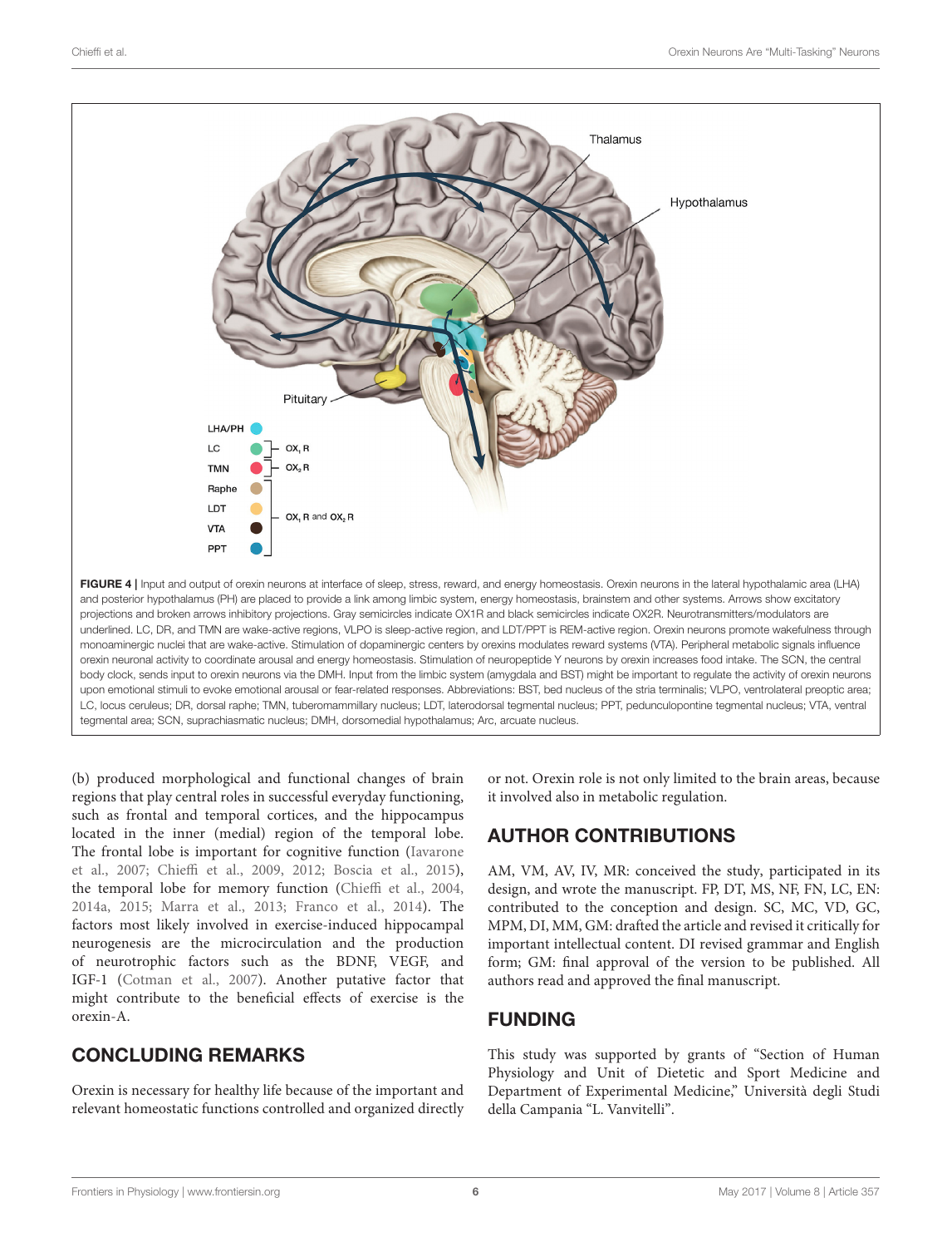FIGURE 4 | Input and output of orexin neurons at interface of sleep, stress, reward, and energy homeostasis. Orexin neurons in the lateral hypothalamic area (LHA) and posterior hypothalamus (PH) are placed to provide a link among limbic system, energy homeostasis, brainstem and other systems. Arrows show excitatory projections and broken arrows inhibitory projections. Gray semicircles indicate OX1R and black semicircles indicate OX2R. Neurotransmitters/modulators are underlined. LC, DR, and TMN are wake-active regions, VLPO is sleep-active region, and LDT/PPT is REM-active region. Orexin neurons promote wakefulness through monoaminergic nuclei that are wake-active. Stimulation of dopaminergic centers by orexins modulates reward systems (VTA). Peripheral metabolic signals influence orexin neuronal activity to coordinate arousal and energy homeostasis. Stimulation of neuropeptide Y neurons by orexin increases food intake. The SCN, the central body clock, sends input to orexin neurons via the DMH. Input from the limbic system (amygdala and BST) might be important to regulate the activity of orexin neurons upon emotional stimuli to evoke emotional arousal or fear-related responses. Abbreviations: BST, bed nucleus of the stria terminalis; VLPO, ventrolateral preoptic area; LC, locus ceruleus; DR, dorsal raphe; TMN, tuberomammillary nucleus; LDT, laterodorsal tegmental nucleus; PPT, pedunculopontine tegmental nucleus; VTA, ventral tegmental area; SCN, suprachiasmatic nucleus; DMH, dorsomedial hypothalamus; Arc, arcuate nucleus.

(b) produced morphological and functional changes of brain regions that play central roles in successful everyday functioning, such as frontal and temporal cortices, and the hippocampus located in the inner (medial) region of the temporal lobe. The frontal lobe is important for cognitive function (Iavarone et al., 2007; Chieffi et al., 2009, 2012; Boscia et al., 2015), the temporal lobe for memory function (Chieffi et al., 2004, 2014a, 2015; Marra et al., 2013; Franco et al., 2014). The factors most likely involved in exercise-induced hippocampal neurogenesis are the microcirculation and the production of neurotrophic factors such as the BDNF, VEGF, and IGF-1 (Cotman et al., 2007). Another putative factor that might contribute to the beneficial effects of exercise is the orexin-A.

## CONCLUDING REMARKS

Orexin is necessary for healthy life because of the important and relevant homeostatic functions controlled and organized directly or not. Orexin role is not only limited to the brain areas, because it involved also in metabolic regulation.

## AUTHOR CONTRIBUTIONS

AM, VM, AV, IV, MR: conceived the study, participated in its design, and wrote the manuscript. FP, DT, MS, NF, FN, LC, EN: contributed to the conception and design. SC, MC, VD, GC, MPM, DI, MM, GM: drafted the article and revised it critically for important intellectual content. DI revised grammar and English form; GM: final approval of the version to be published. All authors read and approved the final manuscript.

## FUNDING

This study was supported by grants of "Section of Human Physiology and Unit of Dietetic and Sport Medicine and Department of Experimental Medicine," Università degli Studi della Campania "L. Vanvitelli".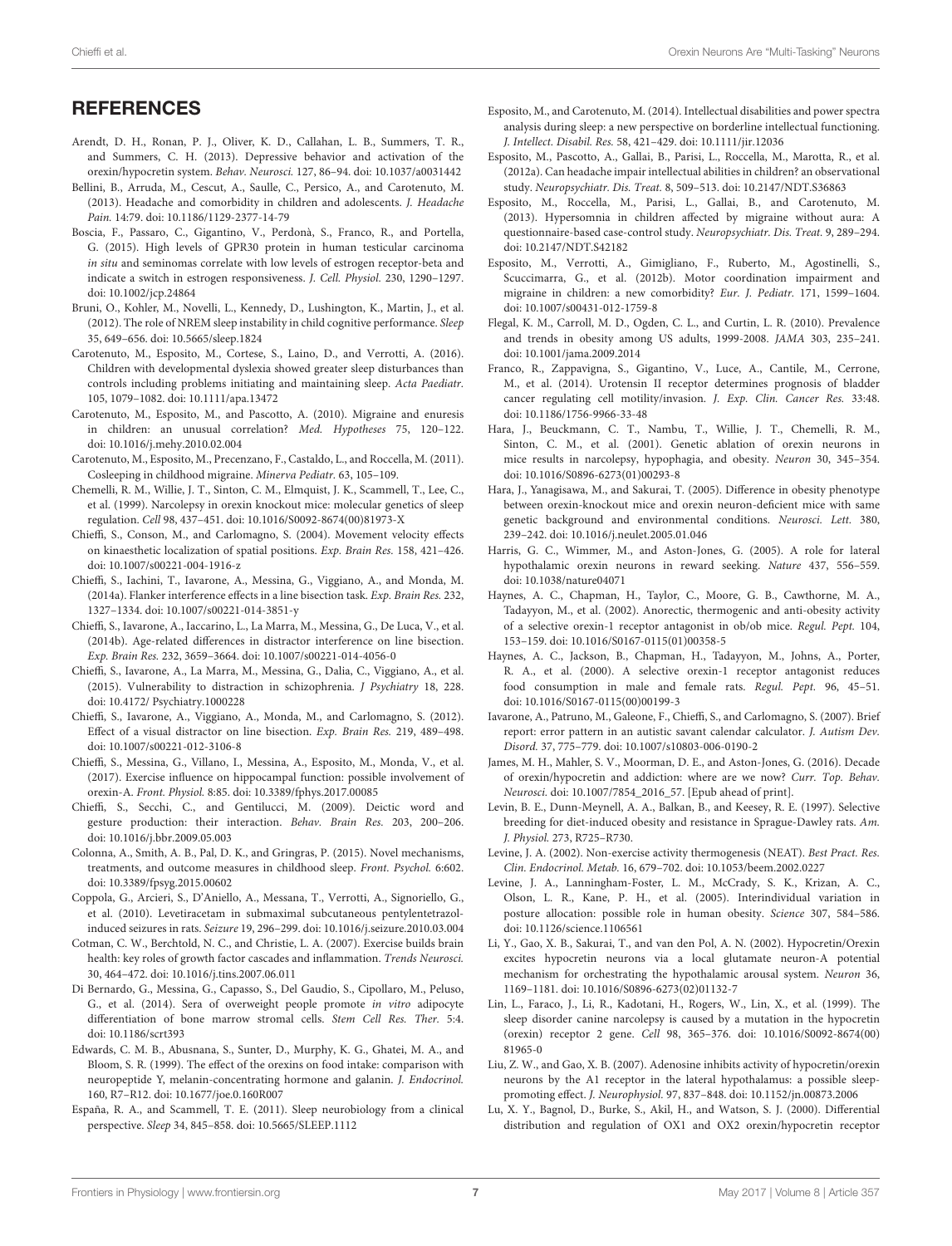## REFERENCES

Arendt, D. H., Ronan, P. J., Oliver, K. D., Callahan, L. B., Summers, T. R., and Summers, C. H. (2013). Depressive behavior and activation of the orexin/hypocretin system. *Behav. Neurosci.* 127, 86–94. doi: 10.1037/a0031442

Bellini, B., Arruda, M., Cescut, A., Saulle, C., Persico, A., and Carotenuto, M. (2013). Headache and comorbidity in children and adolescents. *J. Headache Pain.* 14:79. doi: 10.1186/1129-2377-14-79

Boscia, F., Passaro, C., Gigantino, V., Perdonà, S., Franco, R., and Portella, G. (2015). High levels of GPR30 protein in human testicular carcinoma *in situ* and seminomas correlate with low levels of estrogen receptor-beta and indicate a switch in estrogen responsiveness. *J. Cell. Physiol.* 230, 1290–1297. doi: 10.1002/jcp.24864

Bruni, O., Kohler, M., Novelli, L., Kennedy, D., Lushington, K., Martin, J., et al. (2012). The role of NREM sleep instability in child cognitive performance. *Sleep* 35, 649–656. doi: 10.5665/sleep.1824

Carotenuto, M., Esposito, M., Cortese, S., Laino, D., and Verrotti, A. (2016). Children with developmental dyslexia showed greater sleep disturbances than controls including problems initiating and maintaining sleep. *Acta Paediatr.* 105, 1079–1082. doi: 10.1111/apa.13472

Carotenuto, M., Esposito, M., and Pascotto, A. (2010). Migraine and enuresis in children: an unusual correlation? *Med. Hypotheses* 75, 120–122. doi: 10.1016/j.mehy.2010.02.004

Carotenuto, M., Esposito, M., Precenzano, F., Castaldo, L., and Roccella, M. (2011). Cosleeping in childhood migraine. *Minerva Pediatr.* 63, 105–109.

Chemelli, R. M., Willie, J. T., Sinton, C. M., Elmquist, J. K., Scammell, T., Lee, C., et al. (1999). Narcolepsy in orexin knockout mice: molecular genetics of sleep regulation. *Cell* 98, 437–451. doi: 10.1016/S0092-8674(00)81973-X

Chieffi, S., Conson, M., and Carlomagno, S. (2004). Movement velocity effects on kinaesthetic localization of spatial positions. *Exp. Brain Res.* 158, 421–426. doi: 10.1007/s00221-004-1916-z

Chieffi, S., Iachini, T., Iavarone, A., Messina, G., Viggiano, A., and Monda, M. (2014a). Flanker interference effects in a line bisection task. *Exp. Brain Res.* 232, 1327–1334. doi: 10.1007/s00221-014-3851-y

Chieffi, S., Iavarone, A., Iaccarino, L., La Marra, M., Messina, G., De Luca, V., et al. (2014b). Age-related differences in distractor interference on line bisection. *Exp. Brain Res.* 232, 3659–3664. doi: 10.1007/s00221-014-4056-0

Chieffi, S., Iavarone, A., La Marra, M., Messina, G., Dalia, C., Viggiano, A., et al. (2015). Vulnerability to distraction in schizophrenia. *J Psychiatry* 18, 228. doi: 10.4172/ Psychiatry.1000228

Chieffi, S., Iavarone, A., Viggiano, A., Monda, M., and Carlomagno, S. (2012). Effect of a visual distractor on line bisection. *Exp. Brain Res.* 219, 489–498. doi: 10.1007/s00221-012-3106-8

Chieffi, S., Messina, G., Villano, I., Messina, A., Esposito, M., Monda, V., et al. (2017). Exercise influence on hippocampal function: possible involvement of orexin-A. *Front. Physiol.* 8:85. doi: 10.3389/fphys.2017.00085

Chieffi, S., Secchi, C., and Gentilucci, M. (2009). Deictic word and gesture production: their interaction. *Behav. Brain Res.* 203, 200–206. doi: 10.1016/j.bbr.2009.05.003

Colonna, A., Smith, A. B., Pal, D. K., and Gringras, P. (2015). Novel mechanisms, treatments, and outcome measures in childhood sleep. *Front. Psychol.* 6:602. doi: 10.3389/fpsyg.2015.00602

Coppola, G., Arcieri, S., D'Aniello, A., Messana, T., Verrotti, A., Signoriello, G., et al. (2010). Levetiracetam in submaximal subcutaneous pentylentetrazol-induced seizures in rats. *Seizure* 19, 296–299. doi: 10.1016/j.seizure.2010.03.004

Cotman, C. W., Berchtold, N. C., and Christie, L. A. (2007). Exercise builds brain health: key roles of growth factor cascades and inflammation. *Trends Neurosci.* 30, 464–472. doi: 10.1016/j.tins.2007.06.011

Di Bernardo, G., Messina, G., Capasso, S., Del Gaudio, S., Cipollaro, M., Peluso, G., et al. (2014). Sera of overweight people promote *in vitro* adipocyte differentiation of bone marrow stromal cells. *Stem Cell Res. Ther.* 5:4. doi: 10.1186/scrt393

Edwards, C. M. B., Abusnana, S., Sunter, D., Murphy, K. G., Ghatei, M. A., and Bloom, S. R. (1999). The effect of the orexins on food intake: comparison with neuropeptide Y, melanin-concentrating hormone and galanin. *J. Endocrinol.* 160, R7–R12. doi: 10.1677/joe.0.160R007

España, R. A., and Scammell, T. E. (2011). Sleep neurobiology from a clinical perspective. *Sleep* 34, 845–858. doi: 10.5665/SLEEP.1112

Esposito, M., and Carotenuto, M. (2014). Intellectual disabilities and power spectra analysis during sleep: a new perspective on borderline intellectual functioning. *J. Intellect. Disabil. Res.* 58, 421–429. doi: 10.1111/jir.12036

Esposito, M., Pascotto, A., Gallai, B., Parisi, L., Roccella, M., Marotta, R., et al. (2012a). Can headache impair intellectual abilities in children? an observational study. *Neuropsychiatr. Dis. Treat.* 8, 509–513. doi: 10.2147/NDT.S36863

Esposito, M., Roccella, M., Parisi, L., Gallai, B., and Carotenuto, M. (2013). Hypersomnia in children affected by migraine without aura: A questionnaire-based case-control study. *Neuropsychiatr. Dis. Treat.* 9, 289–294. doi: 10.2147/NDT.S42182

Esposito, M., Verrotti, A., Gimigliano, F., Ruberto, M., Agostinelli, S., Scuccimarra, G., et al. (2012b). Motor coordination impairment and migraine in children: a new comorbidity? *Eur. J. Pediatr.* 171, 1599–1604. doi: 10.1007/s00431-012-1759-8

Flegal, K. M., Carroll, M. D., Ogden, C. L., and Curtin, L. R. (2010). Prevalence and trends in obesity among US adults, 1999-2008. *JAMA* 303, 235–241. doi: 10.1001/jama.2009.2014

Franco, R., Zappavigna, S., Gigantino, V., Luce, A., Cantile, M., Cerrone, M., et al. (2014). Urotensin II receptor determines prognosis of bladder cancer regulating cell motility/invasion. *J. Exp. Clin. Cancer Res.* 33:48. doi: 10.1186/1756-9966-33-48

Hara, J., Beuckmann, C. T., Nambu, T., Willie, J. T., Chemelli, R. M., Sinton, C. M., et al. (2001). Genetic ablation of orexin neurons in mice results in narcolepsy, hypophagia, and obesity. *Neuron* 30, 345–354. doi: 10.1016/S0896-6273(01)00293-8

Hara, J., Yanagisawa, M., and Sakurai, T. (2005). Difference in obesity phenotype between orexin-knockout mice and orexin neuron-deficient mice with same genetic background and environmental conditions. *Neurosci. Lett.* 380, 239–242. doi: 10.1016/j.neulet.2005.01.046

Harris, G. C., Wimmer, M., and Aston-Jones, G. (2005). A role for lateral hypothalamic orexin neurons in reward seeking. *Nature* 437, 556–559. doi: 10.1038/nature04071

Haynes, A. C., Chapman, H., Taylor, C., Moore, G. B., Cawthorne, M. A., Tadayyon, M., et al. (2002). Anorectic, thermogenic and anti-obesity activity of a selective orexin-1 receptor antagonist in ob/ob mice. *Regul. Pept.* 104, 153–159. doi: 10.1016/S0167-0115(01)00358-5

Haynes, A. C., Jackson, B., Chapman, H., Tadayyon, M., Johns, A., Porter, R. A., et al. (2000). A selective orexin-1 receptor antagonist reduces food consumption in male and female rats. *Regul. Pept.* 96, 45–51. doi: 10.1016/S0167-0115(00)00199-3

Iavarone, A., Patruno, M., Galeone, F., Chieffi, S., and Carlomagno, S. (2007). Brief report: error pattern in an autistic savant calendar calculator. *J. Autism Dev. Disord.* 37, 775–779. doi: 10.1007/s10803-006-0190-2

James, M. H., Mahler, S. V., Moorman, D. E., and Aston-Jones, G. (2016). Decade of orexin/hypocretin and addiction: where are we now? *Curr. Top. Behav. Neurosci.* doi: 10.1007/7854_2016_57. [Epub ahead of print].

Levin, B. E., Dunn-Meynell, A. A., Balkan, B., and Keesey, R. E. (1997). Selective breeding for diet-induced obesity and resistance in Sprague-Dawley rats. *Am. J. Physiol.* 273, R725–R730.

Levine, J. A. (2002). Non-exercise activity thermogenesis (NEAT). *Best Pract. Res. Clin. Endocrinol. Metab.* 16, 679–702. doi: 10.1053/beem.2002.0227

Levine, J. A., Lanningham-Foster, L. M., McCrady, S. K., Krizan, A. C., Olson, L. R., Kane, P. H., et al. (2005). Interindividual variation in posture allocation: possible role in human obesity. *Science* 307, 584–586. doi: 10.1126/science.1106561

Li, Y., Gao, X. B., Sakurai, T., and van den Pol, A. N. (2002). Hypocretin/Orexin excites hypocretin neurons via a local glutamate neuron-A potential mechanism for orchestrating the hypothalamic arousal system. *Neuron* 36, 1169–1181. doi: 10.1016/S0896-6273(02)01132-7

Lin, L., Faraco, J., Li, R., Kadotani, H., Rogers, W., Lin, X., et al. (1999). The sleep disorder canine narcolepsy is caused by a mutation in the hypocretin (orexin) receptor 2 gene. *Cell* 98, 365–376. doi: 10.1016/S0092-8674(00)81965-0

Liu, Z. W., and Gao, X. B. (2007). Adenosine inhibits activity of hypocretin/orexin neurons by the A1 receptor in the lateral hypothalamus: a possible sleep-promoting effect. *J. Neurophysiol.* 97, 837–848. doi: 10.1152/jn.00873.2006

Lu, X. Y., Bagnol, D., Burke, S., Akil, H., and Watson, S. J. (2000). Differential distribution and regulation of OX1 and OX2 orexin/hypocretin receptor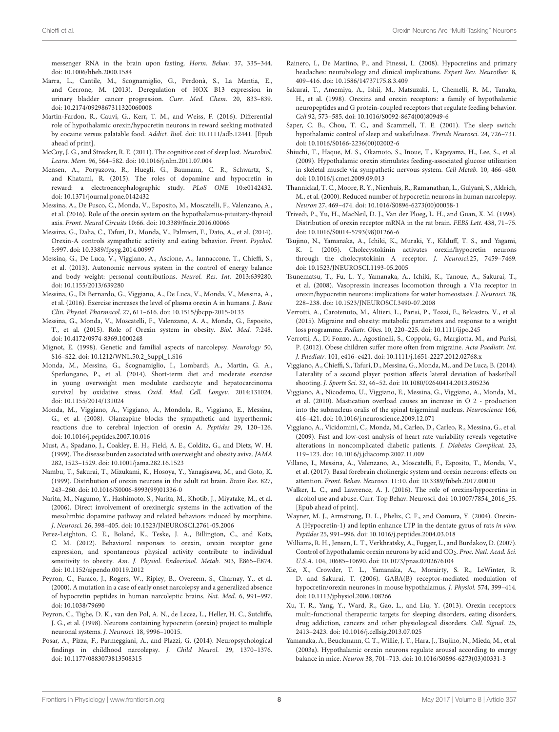messenger RNA in the brain upon fasting. *Horm. Behav.* 37, 335–344. doi: 10.1006/hbeh.2000.1584

Marra, L., Cantile, M., Scognamiglio, G., Perdonà, S., La Mantia, E., and Cerrone, M. (2013). Deregulation of HOX B13 expression in urinary bladder cancer progression. *Curr. Med. Chem.* 20, 833–839. doi: 10.2174/0929867311320060008

Martin-Fardon, R., Cauvi, G., Kerr, T. M., and Weiss, F. (2016). Differential role of hypothalamic orexin/hypocretin neurons in reward seeking motivated by cocaine versus palatable food. *Addict. Biol.* doi: 10.1111/adb.12441. [Epub ahead of print].

McCoy, J. G., and Strecker, R. E. (2011). The cognitive cost of sleep lost. *Neurobiol. Learn. Mem.* 96, 564–582. doi: 10.1016/j.nlm.2011.07.004

Mensen, A., Poryazova, R., Huegli, G., Baumann, C. R., Schwartz, S., and Khatami, R. (2015). The roles of dopamine and hypocretin in reward: a electroencephalographic study. *PLoS ONE* 10:e0142432. doi: 10.1371/journal.pone.0142432

Messina, A., De Fusco, C., Monda, V., Esposito, M., Moscatelli, F., Valenzano, A., et al. (2016). Role of the orexin system on the hypothalamus-pituitary-thyroid axis. *Front. Neural Circuits* 10:66. doi: 10.3389/fncir.2016.00066

Messina, G., Dalia, C., Tafuri, D., Monda, V., Palmieri, F., Dato, A., et al. (2014). Orexin-A controls sympathetic activity and eating behavior. *Front. Psychol.* 5:997. doi: 10.3389/fpsyg.2014.00997

Messina, G., De Luca, V., Viggiano, A., Ascione, A., Iannaccone, T., Chieffi, S., et al. (2013). Autonomic nervous system in the control of energy balance and body weight: personal contributions. *Neurol. Res. Int.* 2013:639280. doi: 10.1155/2013/639280

Messina, G., Di Bernardo, G., Viggiano, A., De Luca, V., Monda, V., Messina, A., et al. (2016). Exercise increases the level of plasma orexin A in humans. *J. Basic Clin. Physiol. Pharmacol.* 27, 611–616. doi: 10.1515/jbcpp-2015-0133

Messina, G., Monda, V., Moscatelli, F., Valenzano, A. A., Monda, G., Esposito, T., et al. (2015). Role of Orexin system in obesity. *Biol. Med.* 7:248. doi: 10.4172/0974-8369.1000248

Mignot, E. (1998). Genetic and familial aspects of narcolepsy. *Neurology* 50, S16–S22. doi: 10.1212/WNL.50.2_Suppl_1.S16

Monda, M., Messina, G., Scognamiglio, I., Lombardi, A., Martin, G. A., Sperlongano, P., et al. (2014). Short-term diet and moderate exercise in young overweight men modulate cardiocyte and hepatocarcinoma survival by oxidative stress. *Oxid. Med. Cell. Longev.* 2014:131024. doi: 10.1155/2014/131024

Monda, M., Viggiano, A., Viggiano, A., Mondola, R., Viggiano, E., Messina, G., et al. (2008). Olanzapine blocks the sympathetic and hyperthermic reactions due to cerebral injection of orexin A. *Peptides* 29, 120–126. doi: 10.1016/j.peptides.2007.10.016

Must, A., Spadano, J., Coakley, E. H., Field, A. E., Colditz, G., and Dietz, W. H. (1999). The disease burden associated with overweight and obesity aviva. *JAMA* 282, 1523–1529. doi: 10.1001/jama.282.16.1523

Nambu, T., Sakurai, T., Mizukami, K., Hosoya, Y., Yanagisawa, M., and Goto, K. (1999). Distribution of orexin neurons in the adult rat brain. *Brain Res.* 827, 243–260. doi: 10.1016/S0006-8993(99)01336-0

Narita, M., Nagumo, Y., Hashimoto, S., Narita, M., Khotib, J., Miyatake, M., et al. (2006). Direct involvement of orexinergic systems in the activation of the mesolimbic dopamine pathway and related behaviors induced by morphine. *J. Neurosci.* 26, 398–405. doi: 10.1523/JNEUROSCI.2761-05.2006

Perez-Leighton, C. E., Boland, K., Teske, J. A., Billington, C., and Kotz, C. M. (2012). Behavioral responses to orexin, orexin receptor gene expression, and spontaneous physical activity contribute to individual sensitivity to obesity. *Am. J. Physiol. Endocrinol. Metab.* 303, E865–E874. doi: 10.1152/ajpendo.00119.2012

Peyron, C., Faraco, J., Rogers, W., Ripley, B., Overeem, S., Charnay, Y., et al. (2000). A mutation in a case of early onset narcolepsy and a generalized absence of hypocretin peptides in human narcoleptic brains. *Nat. Med.* 6, 991–997. doi: 10.1038/79690

Peyron, C., Tighe, D. K., van den Pol, A. N., de Lecea, L., Heller, H. C., Sutcliffe, J. G., et al. (1998). Neurons containing hypocretin (orexin) project to multiple neuronal systems. *J. Neurosci.* 18, 9996–10015.

Posar, A., Pizza, F., Parmeggiani, A., and Plazzi, G. (2014). Neuropsychological findings in childhood narcolepsy. *J. Child Neurol.* 29, 1370–1376. doi: 10.1177/0883073813508315

Rainero, I., De Martino, P., and Pinessi, L. (2008). Hypocretins and primary headaches: neurobiology and clinical implications. *Expert Rev. Neurother.* 8, 409–416. doi: 10.1586/14737175.8.3.409

Sakurai, T., Amemiya, A., Ishii, M., Matsuzaki, I., Chemelli, R. M., Tanaka, H., et al. (1998). Orexins and orexin receptors: a family of hypothalamic neuropeptides and G protein-coupled receptors that regulate feeding behavior. *Cell* 92, 573–585. doi: 10.1016/S0092-8674(00)80949-6

Saper, C. B., Chou, T. C., and Scammell, T. E. (2001). The sleep switch: hypothalamic control of sleep and wakefulness. *Trends Neurosci.* 24, 726–731. doi: 10.1016/S0166-2236(00)02002-6

Shiuchi, T., Haque, M. S., Okamoto, S., Inoue, T., Kageyama, H., Lee, S., et al. (2009). Hypothalamic orexin stimulates feeding-associated glucose utilization in skeletal muscle via sympathetic nervous system. *Cell Metab.* 10, 466–480. doi: 10.1016/j.cmet.2009.09.013

Thannickal, T. C., Moore, R. Y., Nienhuis, R., Ramanathan, L., Gulyani, S., Aldrich, M., et al. (2000). Reduced number of hypocretin neurons in human narcolepsy. *Neuron* 27, 469–474. doi: 10.1016/S0896-6273(00)00058-1

Trivedi, P., Yu, H., MacNeil, D. J., Van der Ploeg, L. H., and Guan, X. M. (1998). Distribution of orexin receptor mRNA in the rat brain. *FEBS Lett.* 438, 71–75. doi: 10.1016/S0014-5793(98)01266-6

Tsujino, N., Yamanaka, A., Ichiki, K., Muraki, Y., Kilduff, T. S., and Yagami, K. I. (2005). Cholecystokinin activates orexin/hypocretin neurons through the cholecystokinin A receptor. *J. Neurosci.*25, 7459–7469. doi: 10.1523/JNEUROSCI.1193-05.2005

Tsunematsu, T., Fu, L. Y., Yamanaka, A., Ichiki, K., Tanoue, A., Sakurai, T., et al. (2008). Vasopressin increases locomotion through a V1a receptor in orexin/hypocretin neurons: implications for water homeostasis. *J. Neurosci.* 28, 228–238. doi: 10.1523/JNEUROSCI.3490-07.2008

Verrotti, A., Carotenuto, M., Altieri, L., Parisi, P., Tozzi, E., Belcastro, V., et al. (2015). Migraine and obesity: metabolic parameters and response to a weight loss programme. *Pediatr. Obes.* 10, 220–225. doi: 10.1111/ijpo.245

Verrotti, A., Di Fonzo, A., Agostinelli, S., Coppola, G., Margiotta, M., and Parisi, P. (2012). Obese children suffer more often from migraine. *Acta Paediatr. Int. J. Paediatr.* 101, e416–e421. doi: 10.1111/j.1651-2227.2012.02768.x

Viggiano, A., Chieffi, S., Tafuri, D., Messina, G., Monda, M., and De Luca, B. (2014). Laterality of a second player position affects lateral deviation of basketball shooting. *J. Sports Sci.* 32, 46–52. doi: 10.1080/02640414.2013.805236

Viggiano, A., Nicodemo, U., Viggiano, E., Messina, G., Viggiano, A., Monda, M., et al. (2010). Mastication overload causes an increase in O 2 - production into the subnucleus oralis of the spinal trigeminal nucleus. *Neuroscience* 166, 416–421. doi: 10.1016/j.neuroscience.2009.12.071

Viggiano, A., Vicidomini, C., Monda, M., Carleo, D., Carleo, R., Messina, G., et al. (2009). Fast and low-cost analysis of heart rate variability reveals vegetative alterations in noncomplicated diabetic patients. *J. Diabetes Complicat.* 23, 119–123. doi: 10.1016/j.jdiacomp.2007.11.009

Villano, I., Messina, A., Valenzano, A., Moscatelli, F., Esposito, T., Monda, V., et al. (2017). Basal forebrain cholinergic system and orexin neurons: effects on attention. *Front. Behav. Neurosci.* 11:10. doi: 10.3389/fnbeh.2017.00010

Walker, L. C., and Lawrence, A. J. (2016). The role of orexins/hypocretins in alcohol use and abuse. Curr. Top Behav. Neurosci. doi: 10.1007/7854_2016_55. [Epub ahead of print].

Wayner, M. J., Armstrong, D. L., Phelix, C. F., and Oomura, Y. (2004). Orexin-A (Hypocretin-1) and leptin enhance LTP in the dentate gyrus of rats *in vivo*. *Peptides* 25, 991–996. doi: 10.1016/j.peptides.2004.03.018

Williams, R. H., Jensen, L. T., Verkhratsky, A., Fugger, L., and Burdakov, D. (2007). Control of hypothalamic orexin neurons by acid and $CO_2$. *Proc. Natl. Acad. Sci. U.S.A.* 104, 10685–10690. doi: 10.1073/pnas.0702676104

Xie, X., Crowder, T. L., Yamanaka, A., Morairty, S. R., LeWinter, R. D. and Sakurai, T. (2006). GABA(B) receptor-mediated modulation of hypocretin/orexin neurones in mouse hypothalamus. *J. Physiol.* 574, 399–414. doi: 10.1113/jphysiol.2006.108266

Xu, T. R., Yang, Y., Ward, R., Gao, L., and Liu, Y. (2013). Orexin receptors: multi-functional therapeutic targets for sleeping disorders, eating disorders, drug addiction, cancers and other physiological disorders. *Cell. Signal.* 25, 2413–2423. doi: 10.1016/j.cellsig.2013.07.025

Yamanaka, A., Beuckmann, C. T., Willie, J. T., Hara, J., Tsujino, N., Mieda, M., et al. (2003a). Hypothalamic orexin neurons regulate arousal according to energy balance in mice. *Neuron* 38, 701–713. doi: 10.1016/S0896-6273(03)00331-3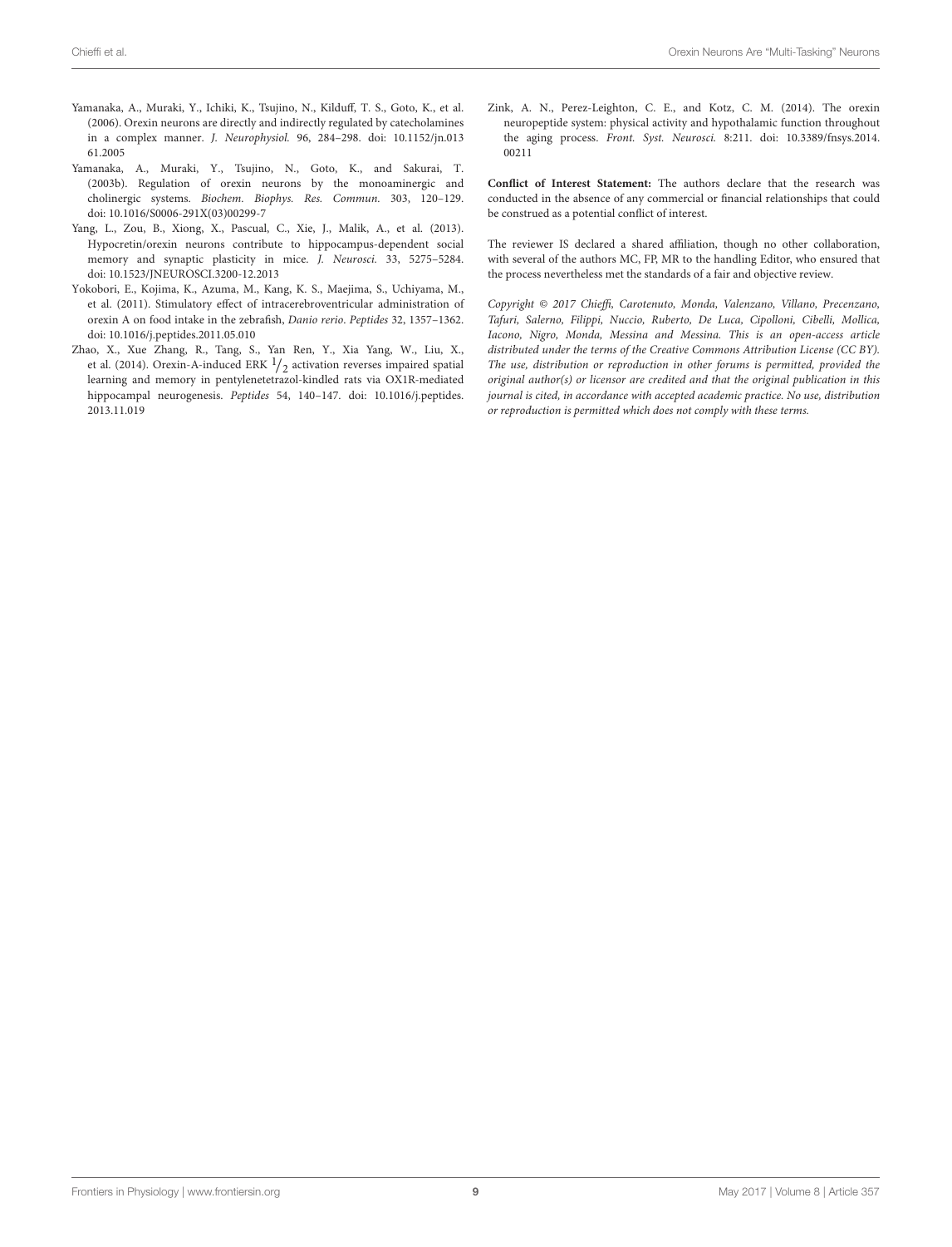Yamanaka, A., Muraki, Y., Ichiki, K., Tsujino, N., Kilduff, T. S., Goto, K., et al. (2006). Orexin neurons are directly and indirectly regulated by catecholamines in a complex manner. *J. Neurophysiol.* 96, 284–298. doi: 10.1152/jn.01361.2005

Yamanaka, A., Muraki, Y., Tsujino, N., Goto, K., and Sakurai, T. (2003b). Regulation of orexin neurons by the monoaminergic and cholinergic systems. *Biochem. Biophys. Res. Commun.* 303, 120–129. doi: 10.1016/S0006-291X(03)00299-7

Yang, L., Zou, B., Xiong, X., Pascual, C., Xie, J., Malik, A., et al. (2013). Hypocretin/orexin neurons contribute to hippocampus-dependent social memory and synaptic plasticity in mice. *J. Neurosci.* 33, 5275–5284. doi: 10.1523/JNEUROSCI.3200-12.2013

Yokobori, E., Kojima, K., Azuma, M., Kang, K. S., Maejima, S., Uchiyama, M., et al. (2011). Stimulatory effect of intracerebroventricular administration of orexin A on food intake in the zebrafish, *Danio rerio*. *Peptides* 32, 1357–1362. doi: 10.1016/j.peptides.2011.05.010

Zhao, X., Xue Zhang, R., Tang, S., Yan Ren, Y., Xia Yang, W., Liu, X., et al. (2014). Orexin-A-induced ERK $^1/_2$ activation reverses impaired spatial learning and memory in pentylenetetrazol-kindled rats via OX1R-mediated hippocampal neurogenesis. *Peptides* 54, 140–147. doi: 10.1016/j.peptides.2013.11.019

Zink, A. N., Perez-Leighton, C. E., and Kotz, C. M. (2014). The orexin neuropeptide system: physical activity and hypothalamic function throughout the aging process. *Front. Syst. Neurosci.* 8:211. doi: 10.3389/fnsys.2014.00211

**Conflict of Interest Statement:** The authors declare that the research was conducted in the absence of any commercial or financial relationships that could be construed as a potential conflict of interest.

The reviewer IS declared a shared affiliation, though no other collaboration, with several of the authors MC, FP, MR to the handling Editor, who ensured that the process nevertheless met the standards of a fair and objective review.

*Copyright © 2017 Chieffi, Carotenuto, Monda, Valenzano, Villano, Precenzano, Tafuri, Salerno, Filippi, Nuccio, Ruberto, De Luca, Cipolloni, Cibelli, Mollica, Iacono, Nigro, Monda, Messina and Messina. This is an open-access article distributed under the terms of the Creative Commons Attribution License (CC BY). The use, distribution or reproduction in other forums is permitted, provided the original author(s) or licensor are credited and that the original publication in this journal is cited, in accordance with accepted academic practice. No use, distribution or reproduction is permitted which does not comply with these terms.*